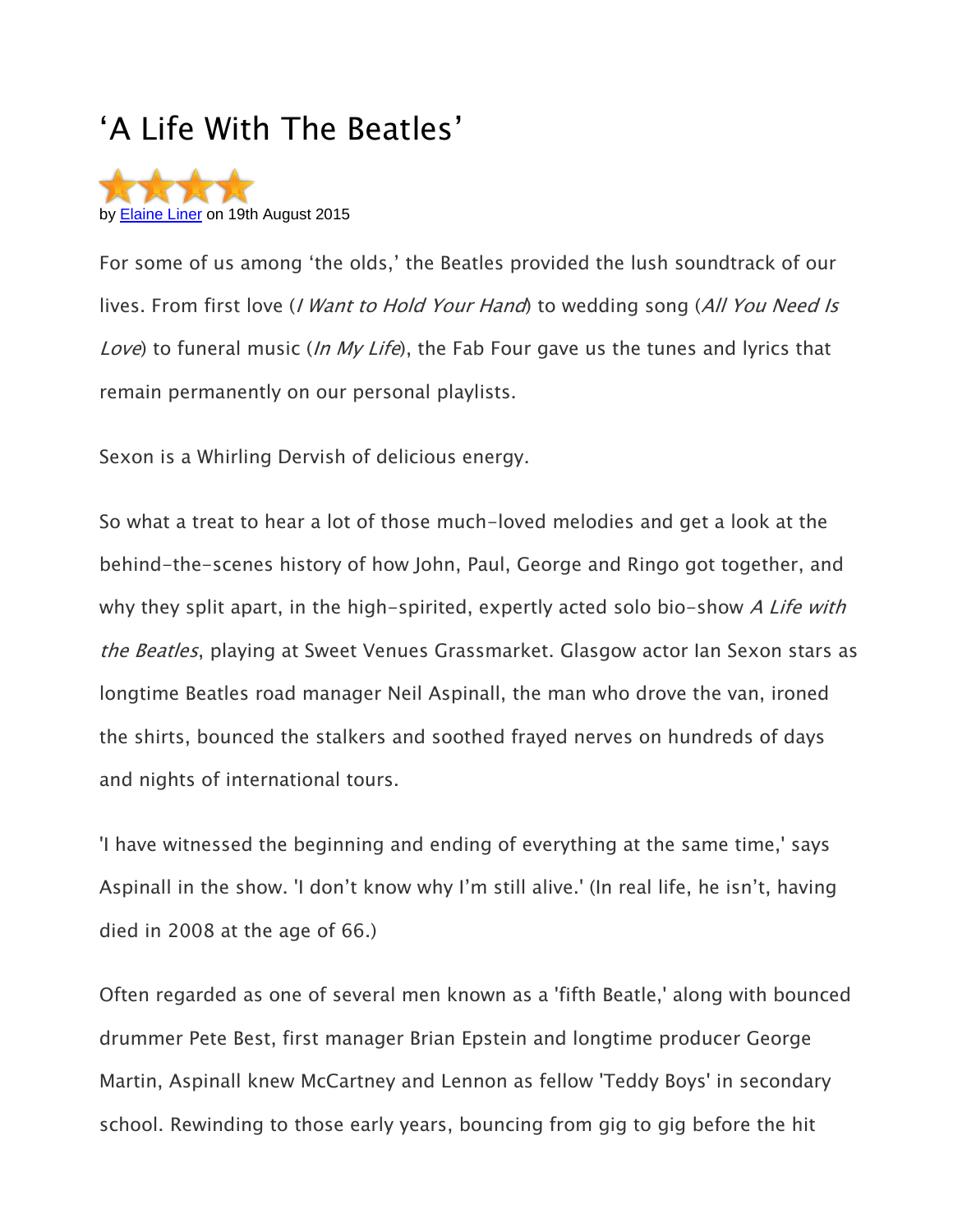# 'A Life With The Beatles'

by Elaine Liner on 19th August 2015

For some of us among 'the olds,' the Beatles provided the lush soundtrack of our lives. From first love (*I Want to Hold Your Hand*) to wedding song (*All You Need Is Love*) to funeral music (*In My Life*), the Fab Four gave us the tunes and lyrics that remain permanently on our personal playlists.

Sexon is a Whirling Dervish of delicious energy.

So what a treat to hear a lot of those much-loved melodies and get a look at the behind-the-scenes history of how John, Paul, George and Ringo got together, and why they split apart, in the high-spirited, expertly acted solo bio-show *A Life with the Beatles*, playing at Sweet Venues Grassmarket. Glasgow actor Ian Sexon stars as longtime Beatles road manager Neil Aspinall, the man who drove the van, ironed the shirts, bounced the stalkers and soothed frayed nerves on hundreds of days and nights of international tours.

'I have witnessed the beginning and ending of everything at the same time,' says Aspinall in the show. 'I don't know why I'm still alive.' (In real life, he isn't, having died in 2008 at the age of 66.)

Often regarded as one of several men known as a 'fifth Beatle,' along with bounced drummer Pete Best, first manager Brian Epstein and longtime producer George Martin, Aspinall knew McCartney and Lennon as fellow 'Teddy Boys' in secondary school. Rewinding to those early years, bouncing from gig to gig before the hit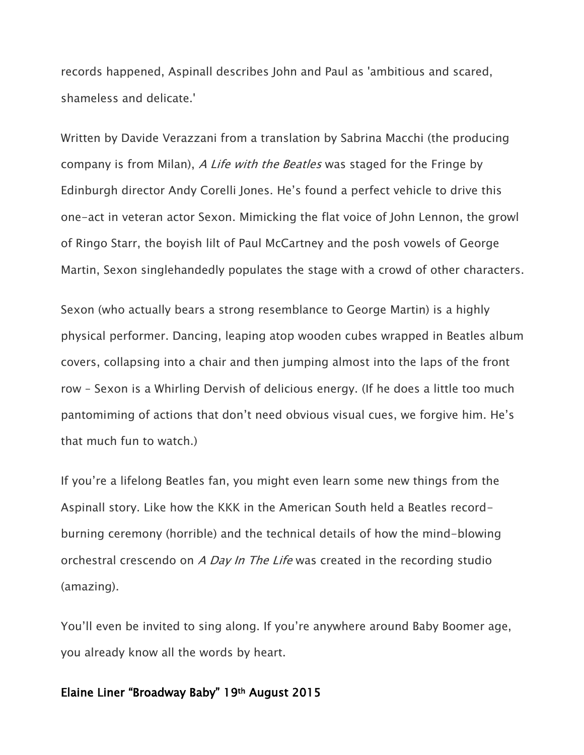records happened, Aspinall describes John and Paul as 'ambitious and scared, shameless and delicate.'

Written by Davide Verazzani from a translation by Sabrina Macchi (the producing company is from Milan), *A Life with the Beatles* was staged for the Fringe by Edinburgh director Andy Corelli Jones. He's found a perfect vehicle to drive this one-act in veteran actor Sexon. Mimicking the flat voice of John Lennon, the growl of Ringo Starr, the boyish lilt of Paul McCartney and the posh vowels of George Martin, Sexon singlehandedly populates the stage with a crowd of other characters.

Sexon (who actually bears a strong resemblance to George Martin) is a highly physical performer. Dancing, leaping atop wooden cubes wrapped in Beatles album covers, collapsing into a chair and then jumping almost into the laps of the front row – Sexon is a Whirling Dervish of delicious energy. (If he does a little too much pantomiming of actions that don't need obvious visual cues, we forgive him. He's that much fun to watch.)

If you're a lifelong Beatles fan, you might even learn some new things from the Aspinall story. Like how the KKK in the American South held a Beatles record-burning ceremony (horrible) and the technical details of how the mind-blowing orchestral crescendo on *A Day In The Life* was created in the recording studio (amazing).

You'll even be invited to sing along. If you're anywhere around Baby Boomer age, you already know all the words by heart.

**Elaine Liner "Broadway Baby" 19th August 2015**